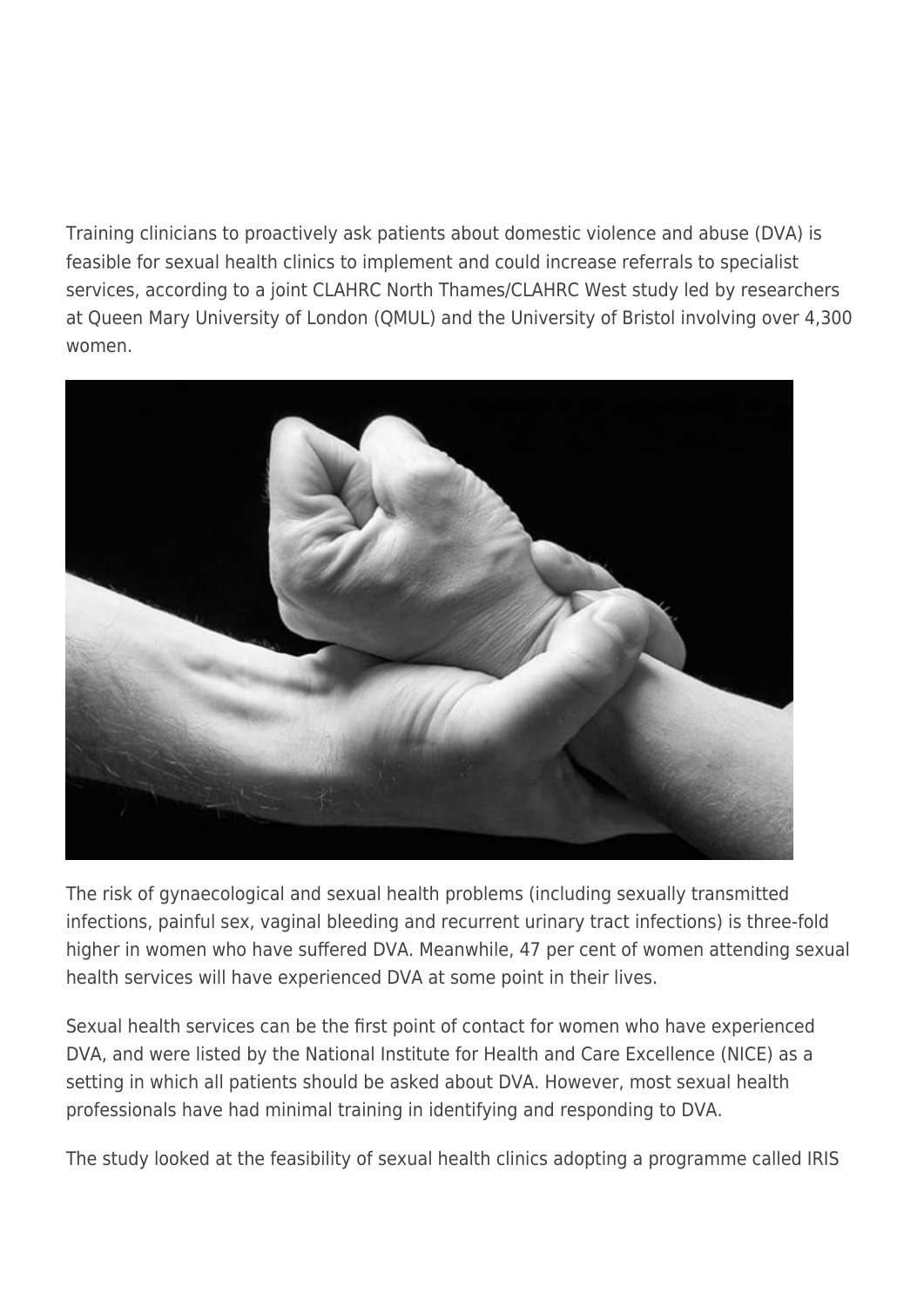Training clinicians to proactively ask patients about domestic violence and abuse (DVA) is feasible for sexual health clinics to implement and could increase referrals to specialist services, according to a joint CLAHRC North Thames/CLAHRC West study led by researchers at Queen Mary University of London (QMUL) and the University of Bristol involving over 4,300 women.

The risk of gynaecological and sexual health problems (including sexually transmitted infections, painful sex, vaginal bleeding and recurrent urinary tract infections) is three-fold higher in women who have suffered DVA. Meanwhile, 47 per cent of women attending sexual health services will have experienced DVA at some point in their lives.

Sexual health services can be the first point of contact for women who have experienced DVA, and were listed by the National Institute for Health and Care Excellence (NICE) as a setting in which all patients should be asked about DVA. However, most sexual health professionals have had minimal training in identifying and responding to DVA.

The study looked at the feasibility of sexual health clinics adopting a programme called IRIS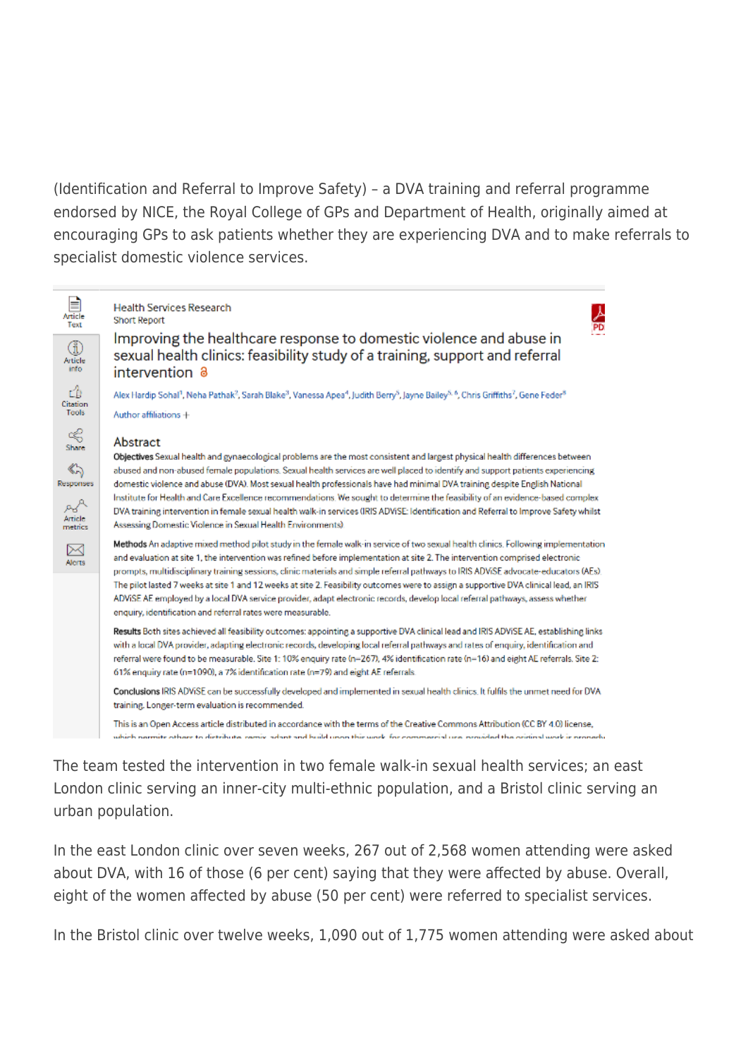(Identification and Referral to Improve Safety) – a DVA training and referral programme endorsed by NICE, the Royal College of GPs and Department of Health, originally aimed at encouraging GPs to ask patients whether they are experiencing DVA and to make referrals to specialist domestic violence services.

Health Services Research
Short Report

# Improving the healthcare response to domestic violence and abuse in sexual health clinics: feasibility study of a training, support and referral intervention

Alex Hardip Sohal[1], Neha Pathak[2], Sarah Blake[3], Vanessa Apea[4], Judith Berry[5], Jayne Bailey[5,6], Chris Griffiths[7], Gene Feder[8]

Author affiliations +

## Abstract

**Objectives** Sexual health and gynaecological problems are the most consistent and largest physical health differences between abused and non-abused female populations. Sexual health services are well placed to identify and support patients experiencing domestic violence and abuse (DVA). Most sexual health professionals have had minimal DVA training despite English National Institute for Health and Care Excellence recommendations. We sought to determine the feasibility of an evidence-based complex DVA training intervention in female sexual health walk-in services (IRIS ADViSE: Identification and Referral to Improve Safety whilst Assessing Domestic Violence in Sexual Health Environments).

**Methods** An adaptive mixed method pilot study in the female walk-in service of two sexual health clinics. Following implementation and evaluation at site 1, the intervention was refined before implementation at site 2. The intervention comprised electronic prompts, multidisciplinary training sessions, clinic materials and simple referral pathways to IRIS ADViSE advocate-educators (AEs). The pilot lasted 7 weeks at site 1 and 12 weeks at site 2. Feasibility outcomes were to assign a supportive DVA clinical lead, an IRIS ADViSE AE employed by a local DVA service provider, adapt electronic records, develop local referral pathways, assess whether enquiry, identification and referral rates were measurable.

**Results** Both sites achieved all feasibility outcomes: appointing a supportive DVA clinical lead and IRIS ADViSE AE, establishing links with a local DVA provider, adapting electronic records, developing local referral pathways and rates of enquiry, identification and referral were found to be measurable. Site 1: 10% enquiry rate (n=267), 4% identification rate (n=16) and eight AE referrals. Site 2: 61% enquiry rate (n=1090), a 7% identification rate (n=79) and eight AE referrals.

**Conclusions** IRIS ADViSE can be successfully developed and implemented in sexual health clinics. It fulfils the unmet need for DVA training. Longer-term evaluation is recommended.

This is an Open Access article distributed in accordance with the terms of the Creative Commons Attribution (CC BY 4.0) license, which permits others to distribute, remix, adapt and build upon this work, for commercial use, provided the original work is properly

The team tested the intervention in two female walk-in sexual health services; an east London clinic serving an inner-city multi-ethnic population, and a Bristol clinic serving an urban population.

In the east London clinic over seven weeks, 267 out of 2,568 women attending were asked about DVA, with 16 of those (6 per cent) saying that they were affected by abuse. Overall, eight of the women affected by abuse (50 per cent) were referred to specialist services.

In the Bristol clinic over twelve weeks, 1,090 out of 1,775 women attending were asked about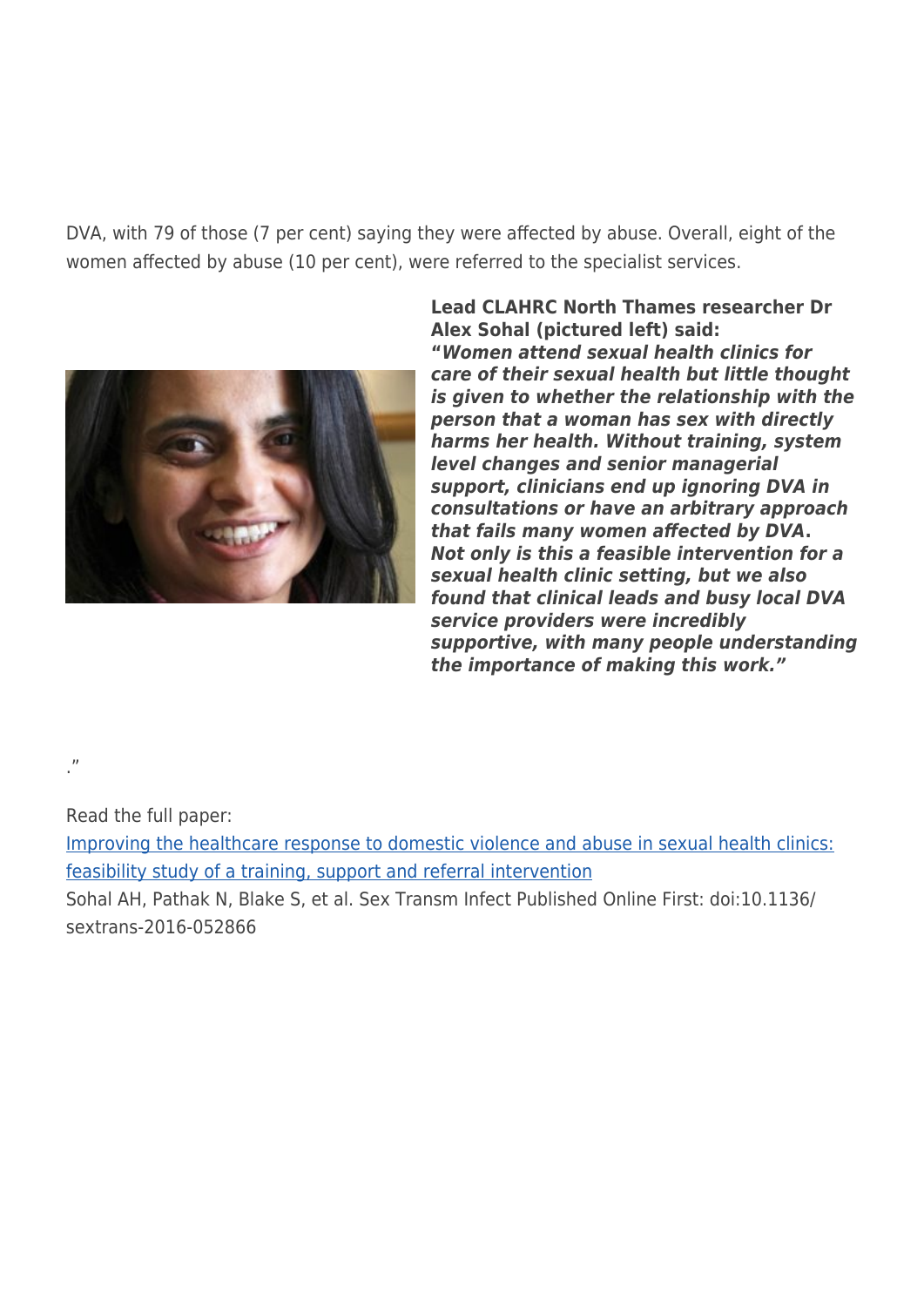DVA, with 79 of those (7 per cent) saying they were affected by abuse. Overall, eight of the women affected by abuse (10 per cent), were referred to the specialist services.

**Lead CLAHRC North Thames researcher Dr Alex Sohal (pictured left) said:**
***"Women attend sexual health clinics for care of their sexual health but little thought is given to whether the relationship with the person that a woman has sex with directly harms her health. Without training, system level changes and senior managerial support, clinicians end up ignoring DVA in consultations or have an arbitrary approach that fails many women affected by DVA. Not only is this a feasible intervention for a sexual health clinic setting, but we also found that clinical leads and busy local DVA service providers were incredibly supportive, with many people understanding the importance of making this work."***

."

Read the full paper:
[Improving the healthcare response to domestic violence and abuse in sexual health clinics: feasibility study of a training, support and referral intervention]
Sohal AH, Pathak N, Blake S, et al. Sex Transm Infect Published Online First: doi:10.1136/sextrans-2016-052866